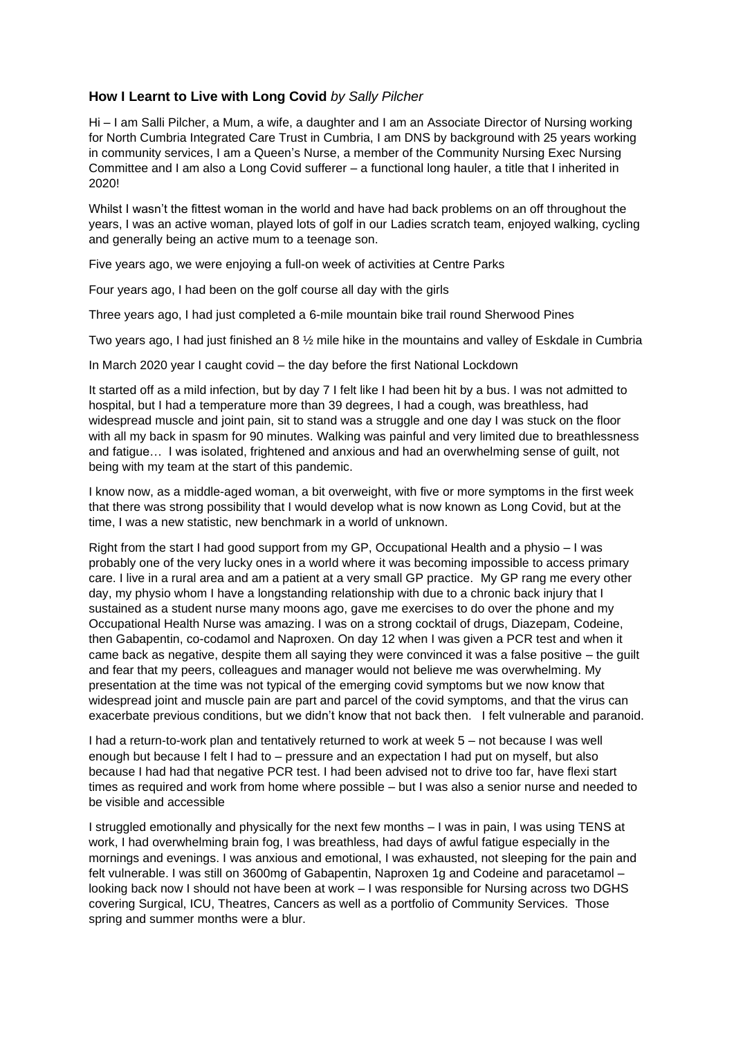**How I Learnt to Live with Long Covid** *by Sally Pilcher*

Hi – I am Salli Pilcher, a Mum, a wife, a daughter and I am an Associate Director of Nursing working for North Cumbria Integrated Care Trust in Cumbria, I am DNS by background with 25 years working in community services, I am a Queen's Nurse, a member of the Community Nursing Exec Nursing Committee and I am also a Long Covid sufferer – a functional long hauler, a title that I inherited in 2020!

Whilst I wasn't the fittest woman in the world and have had back problems on an off throughout the years, I was an active woman, played lots of golf in our Ladies scratch team, enjoyed walking, cycling and generally being an active mum to a teenage son.

Five years ago, we were enjoying a full-on week of activities at Centre Parks

Four years ago, I had been on the golf course all day with the girls

Three years ago, I had just completed a 6-mile mountain bike trail round Sherwood Pines

Two years ago, I had just finished an 8 ½ mile hike in the mountains and valley of Eskdale in Cumbria

In March 2020 year I caught covid – the day before the first National Lockdown

It started off as a mild infection, but by day 7 I felt like I had been hit by a bus. I was not admitted to hospital, but I had a temperature more than 39 degrees, I had a cough, was breathless, had widespread muscle and joint pain, sit to stand was a struggle and one day I was stuck on the floor with all my back in spasm for 90 minutes. Walking was painful and very limited due to breathlessness and fatigue… I was isolated, frightened and anxious and had an overwhelming sense of guilt, not being with my team at the start of this pandemic.

I know now, as a middle-aged woman, a bit overweight, with five or more symptoms in the first week that there was strong possibility that I would develop what is now known as Long Covid, but at the time, I was a new statistic, new benchmark in a world of unknown.

Right from the start I had good support from my GP, Occupational Health and a physio – I was probably one of the very lucky ones in a world where it was becoming impossible to access primary care. I live in a rural area and am a patient at a very small GP practice. My GP rang me every other day, my physio whom I have a longstanding relationship with due to a chronic back injury that I sustained as a student nurse many moons ago, gave me exercises to do over the phone and my Occupational Health Nurse was amazing. I was on a strong cocktail of drugs, Diazepam, Codeine, then Gabapentin, co-codamol and Naproxen. On day 12 when I was given a PCR test and when it came back as negative, despite them all saying they were convinced it was a false positive – the guilt and fear that my peers, colleagues and manager would not believe me was overwhelming. My presentation at the time was not typical of the emerging covid symptoms but we now know that widespread joint and muscle pain are part and parcel of the covid symptoms, and that the virus can exacerbate previous conditions, but we didn't know that not back then. I felt vulnerable and paranoid.

I had a return-to-work plan and tentatively returned to work at week 5 – not because I was well enough but because I felt I had to – pressure and an expectation I had put on myself, but also because I had had that negative PCR test. I had been advised not to drive too far, have flexi start times as required and work from home where possible – but I was also a senior nurse and needed to be visible and accessible

I struggled emotionally and physically for the next few months – I was in pain, I was using TENS at work, I had overwhelming brain fog, I was breathless, had days of awful fatigue especially in the mornings and evenings. I was anxious and emotional, I was exhausted, not sleeping for the pain and felt vulnerable. I was still on 3600mg of Gabapentin, Naproxen 1g and Codeine and paracetamol – looking back now I should not have been at work – I was responsible for Nursing across two DGHS covering Surgical, ICU, Theatres, Cancers as well as a portfolio of Community Services. Those spring and summer months were a blur.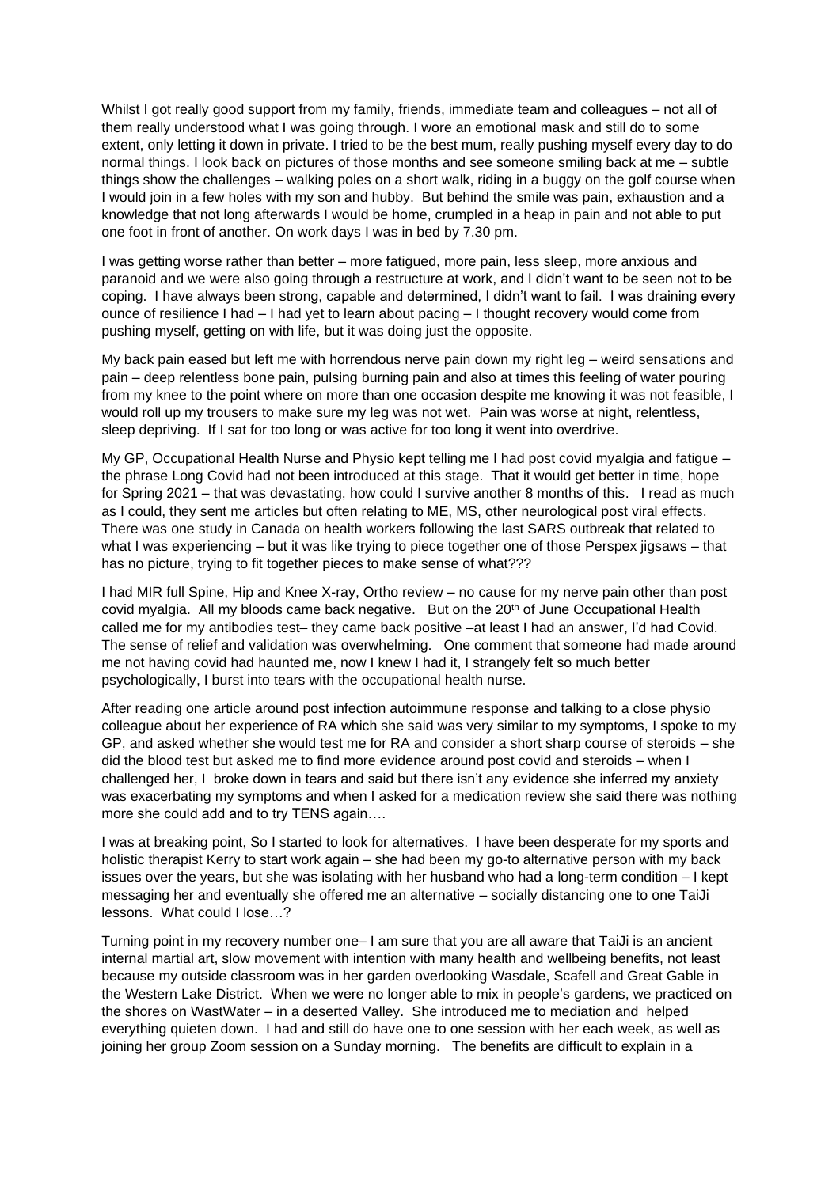Whilst I got really good support from my family, friends, immediate team and colleagues – not all of them really understood what I was going through. I wore an emotional mask and still do to some extent, only letting it down in private. I tried to be the best mum, really pushing myself every day to do normal things. I look back on pictures of those months and see someone smiling back at me – subtle things show the challenges – walking poles on a short walk, riding in a buggy on the golf course when I would join in a few holes with my son and hubby. But behind the smile was pain, exhaustion and a knowledge that not long afterwards I would be home, crumpled in a heap in pain and not able to put one foot in front of another. On work days I was in bed by 7.30 pm.

I was getting worse rather than better – more fatigued, more pain, less sleep, more anxious and paranoid and we were also going through a restructure at work, and I didn't want to be seen not to be coping. I have always been strong, capable and determined, I didn't want to fail. I was draining every ounce of resilience I had – I had yet to learn about pacing – I thought recovery would come from pushing myself, getting on with life, but it was doing just the opposite.

My back pain eased but left me with horrendous nerve pain down my right leg – weird sensations and pain – deep relentless bone pain, pulsing burning pain and also at times this feeling of water pouring from my knee to the point where on more than one occasion despite me knowing it was not feasible, I would roll up my trousers to make sure my leg was not wet. Pain was worse at night, relentless, sleep depriving. If I sat for too long or was active for too long it went into overdrive.

My GP, Occupational Health Nurse and Physio kept telling me I had post covid myalgia and fatigue – the phrase Long Covid had not been introduced at this stage. That it would get better in time, hope for Spring 2021 – that was devastating, how could I survive another 8 months of this. I read as much as I could, they sent me articles but often relating to ME, MS, other neurological post viral effects. There was one study in Canada on health workers following the last SARS outbreak that related to what I was experiencing – but it was like trying to piece together one of those Perspex jigsaws – that has no picture, trying to fit together pieces to make sense of what???

I had MIR full Spine, Hip and Knee X-ray, Ortho review – no cause for my nerve pain other than post covid myalgia. All my bloods came back negative. But on the 20th of June Occupational Health called me for my antibodies test– they came back positive –at least I had an answer, I'd had Covid. The sense of relief and validation was overwhelming. One comment that someone had made around me not having covid had haunted me, now I knew I had it, I strangely felt so much better psychologically, I burst into tears with the occupational health nurse.

After reading one article around post infection autoimmune response and talking to a close physio colleague about her experience of RA which she said was very similar to my symptoms, I spoke to my GP, and asked whether she would test me for RA and consider a short sharp course of steroids – she did the blood test but asked me to find more evidence around post covid and steroids – when I challenged her, I broke down in tears and said but there isn't any evidence she inferred my anxiety was exacerbating my symptoms and when I asked for a medication review she said there was nothing more she could add and to try TENS again….

I was at breaking point, So I started to look for alternatives. I have been desperate for my sports and holistic therapist Kerry to start work again – she had been my go-to alternative person with my back issues over the years, but she was isolating with her husband who had a long-term condition – I kept messaging her and eventually she offered me an alternative – socially distancing one to one TaiJi lessons. What could I lose…?

Turning point in my recovery number one– I am sure that you are all aware that TaiJi is an ancient internal martial art, slow movement with intention with many health and wellbeing benefits, not least because my outside classroom was in her garden overlooking Wasdale, Scafell and Great Gable in the Western Lake District. When we were no longer able to mix in people's gardens, we practiced on the shores on WastWater – in a deserted Valley. She introduced me to mediation and helped everything quieten down. I had and still do have one to one session with her each week, as well as joining her group Zoom session on a Sunday morning. The benefits are difficult to explain in a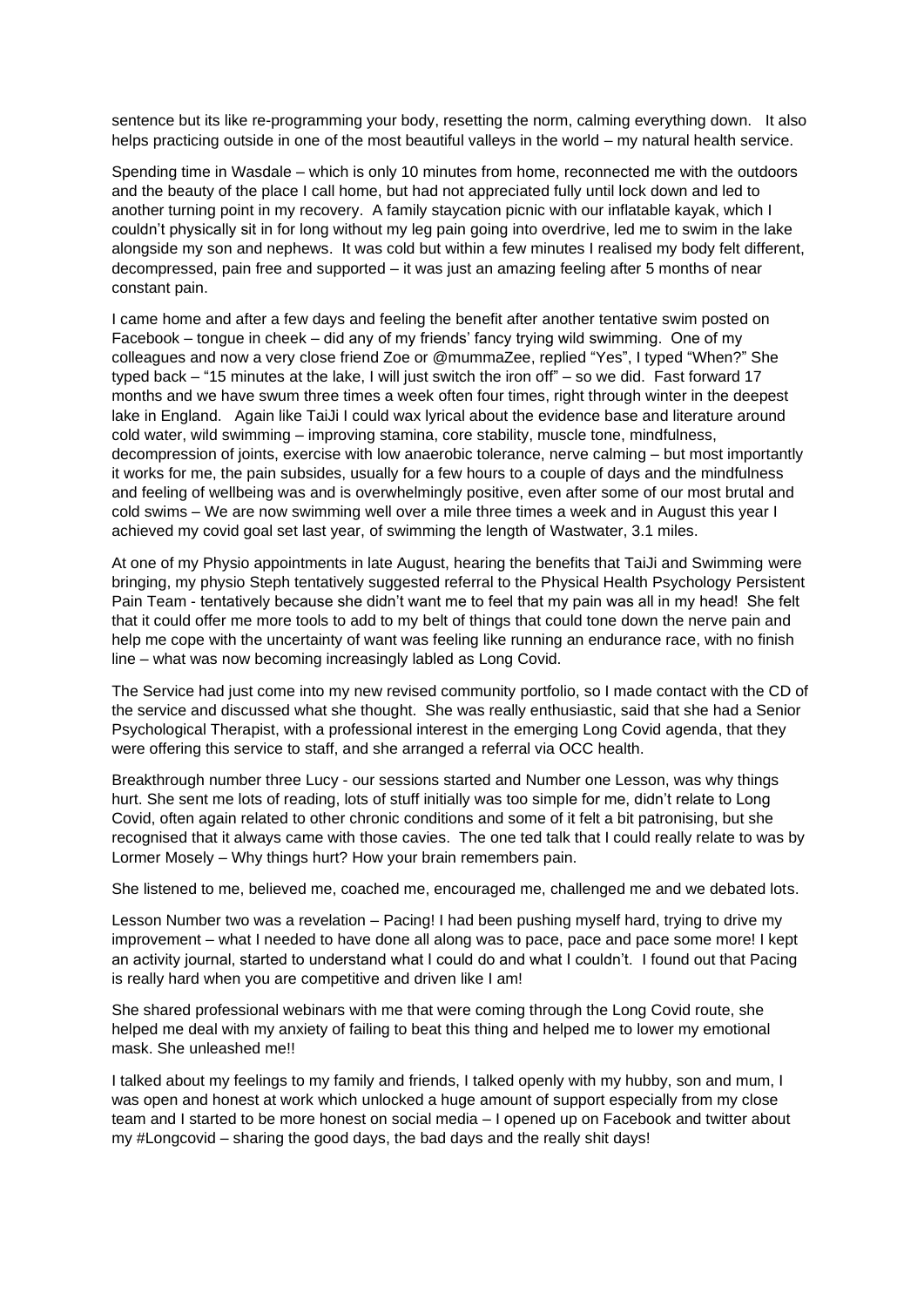sentence but its like re-programming your body, resetting the norm, calming everything down. It also helps practicing outside in one of the most beautiful valleys in the world – my natural health service.

Spending time in Wasdale – which is only 10 minutes from home, reconnected me with the outdoors and the beauty of the place I call home, but had not appreciated fully until lock down and led to another turning point in my recovery. A family staycation picnic with our inflatable kayak, which I couldn't physically sit in for long without my leg pain going into overdrive, led me to swim in the lake alongside my son and nephews. It was cold but within a few minutes I realised my body felt different, decompressed, pain free and supported – it was just an amazing feeling after 5 months of near constant pain.

I came home and after a few days and feeling the benefit after another tentative swim posted on Facebook – tongue in cheek – did any of my friends' fancy trying wild swimming. One of my colleagues and now a very close friend Zoe or @mummaZee, replied "Yes", I typed "When?" She typed back – "15 minutes at the lake, I will just switch the iron off" – so we did. Fast forward 17 months and we have swum three times a week often four times, right through winter in the deepest lake in England. Again like TaiJi I could wax lyrical about the evidence base and literature around cold water, wild swimming – improving stamina, core stability, muscle tone, mindfulness, decompression of joints, exercise with low anaerobic tolerance, nerve calming – but most importantly it works for me, the pain subsides, usually for a few hours to a couple of days and the mindfulness and feeling of wellbeing was and is overwhelmingly positive, even after some of our most brutal and cold swims – We are now swimming well over a mile three times a week and in August this year I achieved my covid goal set last year, of swimming the length of Wastwater, 3.1 miles.

At one of my Physio appointments in late August, hearing the benefits that TaiJi and Swimming were bringing, my physio Steph tentatively suggested referral to the Physical Health Psychology Persistent Pain Team - tentatively because she didn't want me to feel that my pain was all in my head! She felt that it could offer me more tools to add to my belt of things that could tone down the nerve pain and help me cope with the uncertainty of want was feeling like running an endurance race, with no finish line – what was now becoming increasingly labled as Long Covid.

The Service had just come into my new revised community portfolio, so I made contact with the CD of the service and discussed what she thought. She was really enthusiastic, said that she had a Senior Psychological Therapist, with a professional interest in the emerging Long Covid agenda, that they were offering this service to staff, and she arranged a referral via OCC health.

Breakthrough number three Lucy - our sessions started and Number one Lesson, was why things hurt. She sent me lots of reading, lots of stuff initially was too simple for me, didn't relate to Long Covid, often again related to other chronic conditions and some of it felt a bit patronising, but she recognised that it always came with those cavies. The one ted talk that I could really relate to was by Lormer Mosely – Why things hurt? How your brain remembers pain.

She listened to me, believed me, coached me, encouraged me, challenged me and we debated lots.

Lesson Number two was a revelation – Pacing! I had been pushing myself hard, trying to drive my improvement – what I needed to have done all along was to pace, pace and pace some more! I kept an activity journal, started to understand what I could do and what I couldn't. I found out that Pacing is really hard when you are competitive and driven like I am!

She shared professional webinars with me that were coming through the Long Covid route, she helped me deal with my anxiety of failing to beat this thing and helped me to lower my emotional mask. She unleashed me!!

I talked about my feelings to my family and friends, I talked openly with my hubby, son and mum, I was open and honest at work which unlocked a huge amount of support especially from my close team and I started to be more honest on social media – I opened up on Facebook and twitter about my #Longcovid – sharing the good days, the bad days and the really shit days!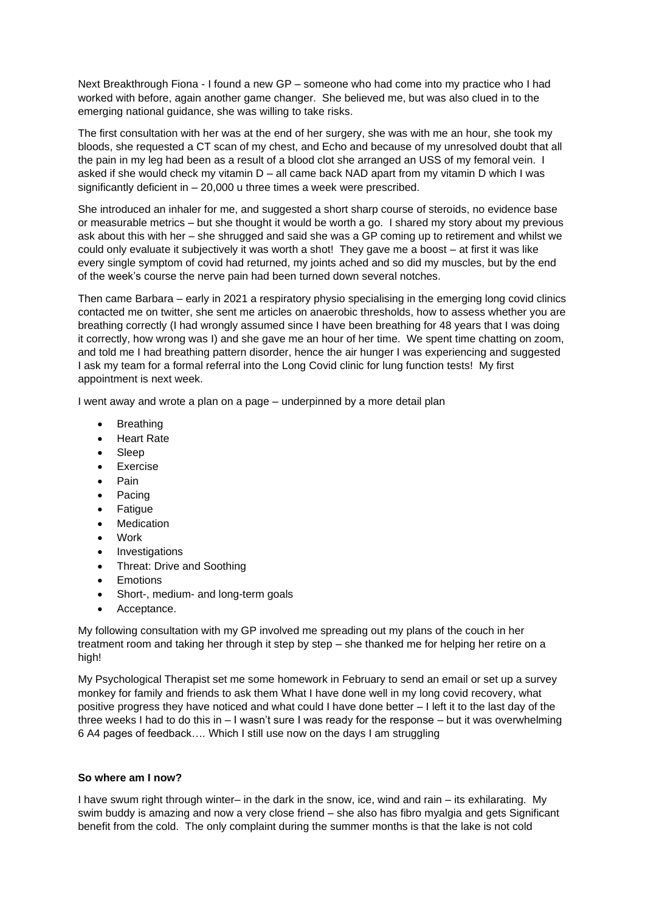Next Breakthrough Fiona - I found a new GP – someone who had come into my practice who I had worked with before, again another game changer. She believed me, but was also clued in to the emerging national guidance, she was willing to take risks.

The first consultation with her was at the end of her surgery, she was with me an hour, she took my bloods, she requested a CT scan of my chest, and Echo and because of my unresolved doubt that all the pain in my leg had been as a result of a blood clot she arranged an USS of my femoral vein. I asked if she would check my vitamin D – all came back NAD apart from my vitamin D which I was significantly deficient in – 20,000 u three times a week were prescribed.

She introduced an inhaler for me, and suggested a short sharp course of steroids, no evidence base or measurable metrics – but she thought it would be worth a go. I shared my story about my previous ask about this with her – she shrugged and said she was a GP coming up to retirement and whilst we could only evaluate it subjectively it was worth a shot! They gave me a boost – at first it was like every single symptom of covid had returned, my joints ached and so did my muscles, but by the end of the week's course the nerve pain had been turned down several notches.

Then came Barbara – early in 2021 a respiratory physio specialising in the emerging long covid clinics contacted me on twitter, she sent me articles on anaerobic thresholds, how to assess whether you are breathing correctly (I had wrongly assumed since I have been breathing for 48 years that I was doing it correctly, how wrong was I) and she gave me an hour of her time. We spent time chatting on zoom, and told me I had breathing pattern disorder, hence the air hunger I was experiencing and suggested I ask my team for a formal referral into the Long Covid clinic for lung function tests! My first appointment is next week.

I went away and wrote a plan on a page – underpinned by a more detail plan

- Breathing
- Heart Rate
- Sleep
- Exercise
- Pain
- Pacing
- Fatigue
- Medication
- Work
- Investigations
- Threat: Drive and Soothing
- Emotions
- Short-, medium- and long-term goals
- Acceptance.

My following consultation with my GP involved me spreading out my plans of the couch in her treatment room and taking her through it step by step – she thanked me for helping her retire on a high!

My Psychological Therapist set me some homework in February to send an email or set up a survey monkey for family and friends to ask them What I have done well in my long covid recovery, what positive progress they have noticed and what could I have done better – I left it to the last day of the three weeks I had to do this in – I wasn't sure I was ready for the response – but it was overwhelming 6 A4 pages of feedback…. Which I still use now on the days I am struggling

**So where am I now?**

I have swum right through winter– in the dark in the snow, ice, wind and rain – its exhilarating. My swim buddy is amazing and now a very close friend – she also has fibro myalgia and gets Significant benefit from the cold. The only complaint during the summer months is that the lake is not cold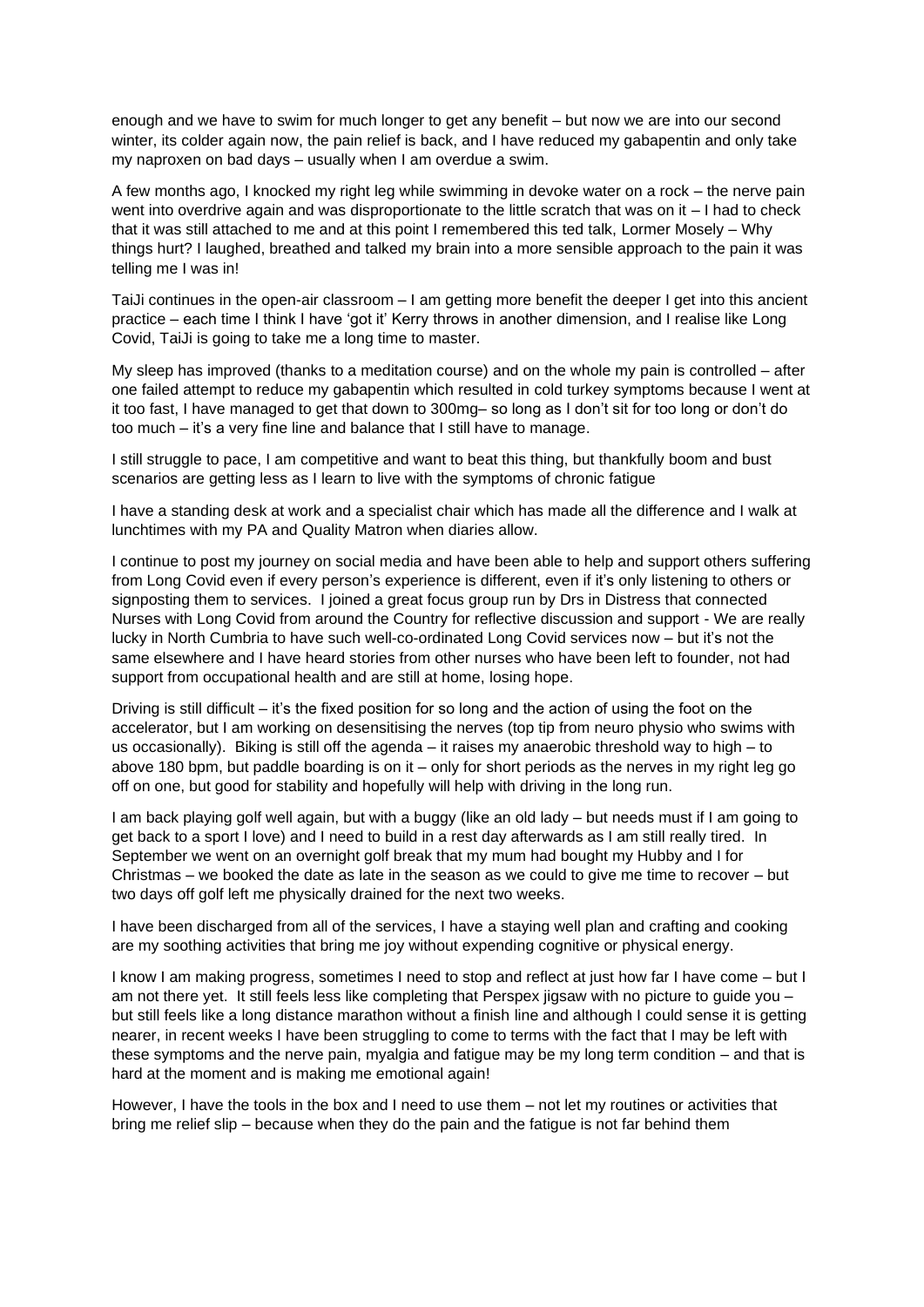enough and we have to swim for much longer to get any benefit – but now we are into our second winter, its colder again now, the pain relief is back, and I have reduced my gabapentin and only take my naproxen on bad days – usually when I am overdue a swim.

A few months ago, I knocked my right leg while swimming in devoke water on a rock – the nerve pain went into overdrive again and was disproportionate to the little scratch that was on it – I had to check that it was still attached to me and at this point I remembered this ted talk, Lormer Mosely – Why things hurt? I laughed, breathed and talked my brain into a more sensible approach to the pain it was telling me I was in!

TaiJi continues in the open-air classroom – I am getting more benefit the deeper I get into this ancient practice – each time I think I have 'got it' Kerry throws in another dimension, and I realise like Long Covid, TaiJi is going to take me a long time to master.

My sleep has improved (thanks to a meditation course) and on the whole my pain is controlled – after one failed attempt to reduce my gabapentin which resulted in cold turkey symptoms because I went at it too fast, I have managed to get that down to 300mg– so long as I don't sit for too long or don't do too much – it's a very fine line and balance that I still have to manage.

I still struggle to pace, I am competitive and want to beat this thing, but thankfully boom and bust scenarios are getting less as I learn to live with the symptoms of chronic fatigue

I have a standing desk at work and a specialist chair which has made all the difference and I walk at lunchtimes with my PA and Quality Matron when diaries allow.

I continue to post my journey on social media and have been able to help and support others suffering from Long Covid even if every person's experience is different, even if it's only listening to others or signposting them to services. I joined a great focus group run by Drs in Distress that connected Nurses with Long Covid from around the Country for reflective discussion and support - We are really lucky in North Cumbria to have such well-co-ordinated Long Covid services now – but it's not the same elsewhere and I have heard stories from other nurses who have been left to founder, not had support from occupational health and are still at home, losing hope.

Driving is still difficult – it's the fixed position for so long and the action of using the foot on the accelerator, but I am working on desensitising the nerves (top tip from neuro physio who swims with us occasionally). Biking is still off the agenda – it raises my anaerobic threshold way to high – to above 180 bpm, but paddle boarding is on it – only for short periods as the nerves in my right leg go off on one, but good for stability and hopefully will help with driving in the long run.

I am back playing golf well again, but with a buggy (like an old lady – but needs must if I am going to get back to a sport I love) and I need to build in a rest day afterwards as I am still really tired. In September we went on an overnight golf break that my mum had bought my Hubby and I for Christmas – we booked the date as late in the season as we could to give me time to recover – but two days off golf left me physically drained for the next two weeks.

I have been discharged from all of the services, I have a staying well plan and crafting and cooking are my soothing activities that bring me joy without expending cognitive or physical energy.

I know I am making progress, sometimes I need to stop and reflect at just how far I have come – but I am not there yet. It still feels less like completing that Perspex jigsaw with no picture to guide you – but still feels like a long distance marathon without a finish line and although I could sense it is getting nearer, in recent weeks I have been struggling to come to terms with the fact that I may be left with these symptoms and the nerve pain, myalgia and fatigue may be my long term condition – and that is hard at the moment and is making me emotional again!

However, I have the tools in the box and I need to use them – not let my routines or activities that bring me relief slip – because when they do the pain and the fatigue is not far behind them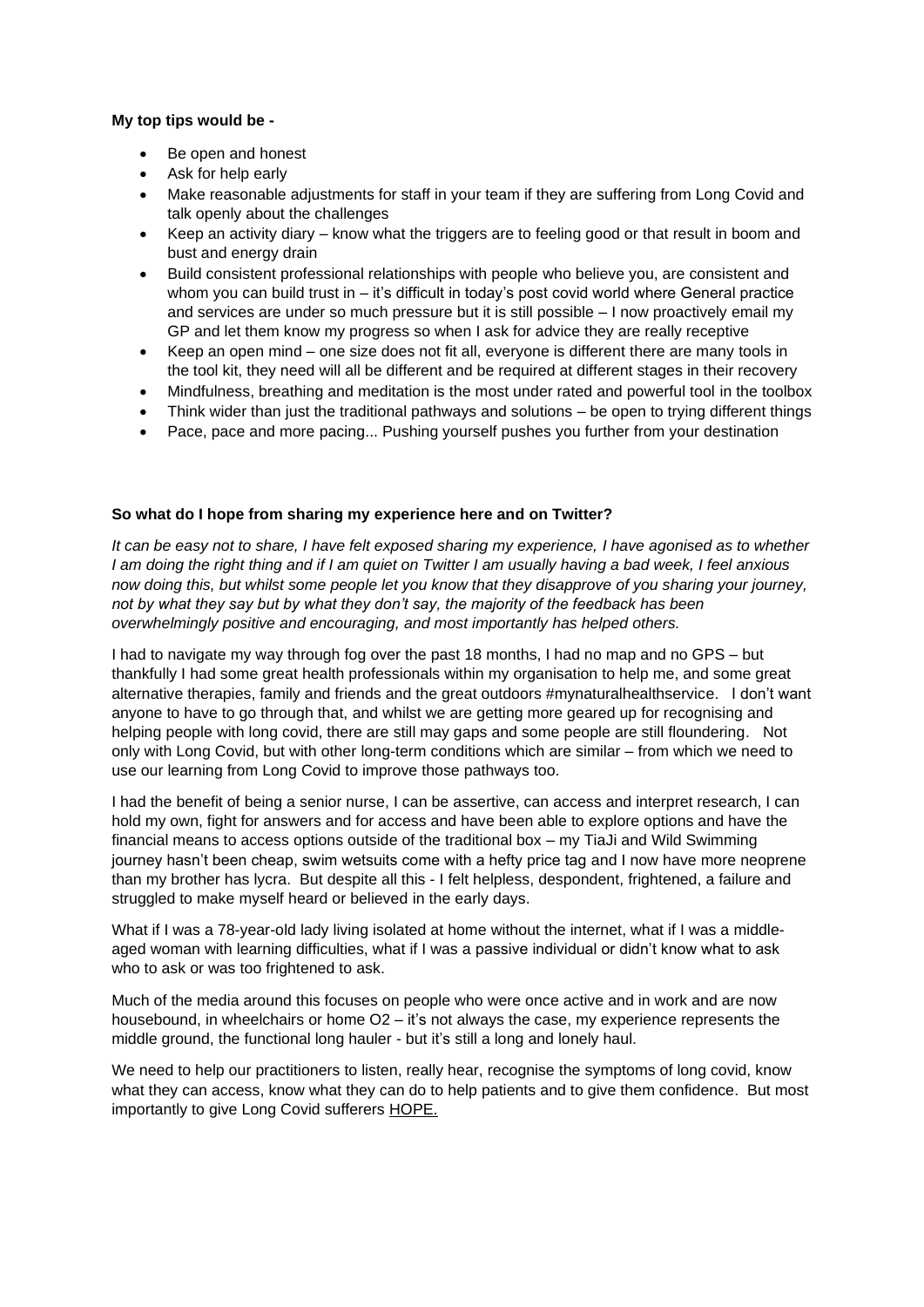**My top tips would be -**

- Be open and honest
- Ask for help early
- Make reasonable adjustments for staff in your team if they are suffering from Long Covid and talk openly about the challenges
- Keep an activity diary – know what the triggers are to feeling good or that result in boom and bust and energy drain
- Build consistent professional relationships with people who believe you, are consistent and whom you can build trust in – it's difficult in today's post covid world where General practice and services are under so much pressure but it is still possible – I now proactively email my GP and let them know my progress so when I ask for advice they are really receptive
- Keep an open mind – one size does not fit all, everyone is different there are many tools in the tool kit, they need will all be different and be required at different stages in their recovery
- Mindfulness, breathing and meditation is the most under rated and powerful tool in the toolbox
- Think wider than just the traditional pathways and solutions – be open to trying different things
- Pace, pace and more pacing... Pushing yourself pushes you further from your destination

**So what do I hope from sharing my experience here and on Twitter?**

*It can be easy not to share, I have felt exposed sharing my experience, I have agonised as to whether I am doing the right thing and if I am quiet on Twitter I am usually having a bad week, I feel anxious now doing this, but whilst some people let you know that they disapprove of you sharing your journey, not by what they say but by what they don't say, the majority of the feedback has been overwhelmingly positive and encouraging, and most importantly has helped others.*

I had to navigate my way through fog over the past 18 months, I had no map and no GPS – but thankfully I had some great health professionals within my organisation to help me, and some great alternative therapies, family and friends and the great outdoors #mynaturalhealthservice. I don't want anyone to have to go through that, and whilst we are getting more geared up for recognising and helping people with long covid, there are still may gaps and some people are still floundering. Not only with Long Covid, but with other long-term conditions which are similar – from which we need to use our learning from Long Covid to improve those pathways too.

I had the benefit of being a senior nurse, I can be assertive, can access and interpret research, I can hold my own, fight for answers and for access and have been able to explore options and have the financial means to access options outside of the traditional box – my TiaJi and Wild Swimming journey hasn't been cheap, swim wetsuits come with a hefty price tag and I now have more neoprene than my brother has lycra. But despite all this - I felt helpless, despondent, frightened, a failure and struggled to make myself heard or believed in the early days.

What if I was a 78-year-old lady living isolated at home without the internet, what if I was a middle-aged woman with learning difficulties, what if I was a passive individual or didn't know what to ask who to ask or was too frightened to ask.

Much of the media around this focuses on people who were once active and in work and are now housebound, in wheelchairs or home O2 – it's not always the case, my experience represents the middle ground, the functional long hauler - but it's still a long and lonely haul.

We need to help our practitioners to listen, really hear, recognise the symptoms of long covid, know what they can access, know what they can do to help patients and to give them confidence. But most importantly to give Long Covid sufferers HOPE.